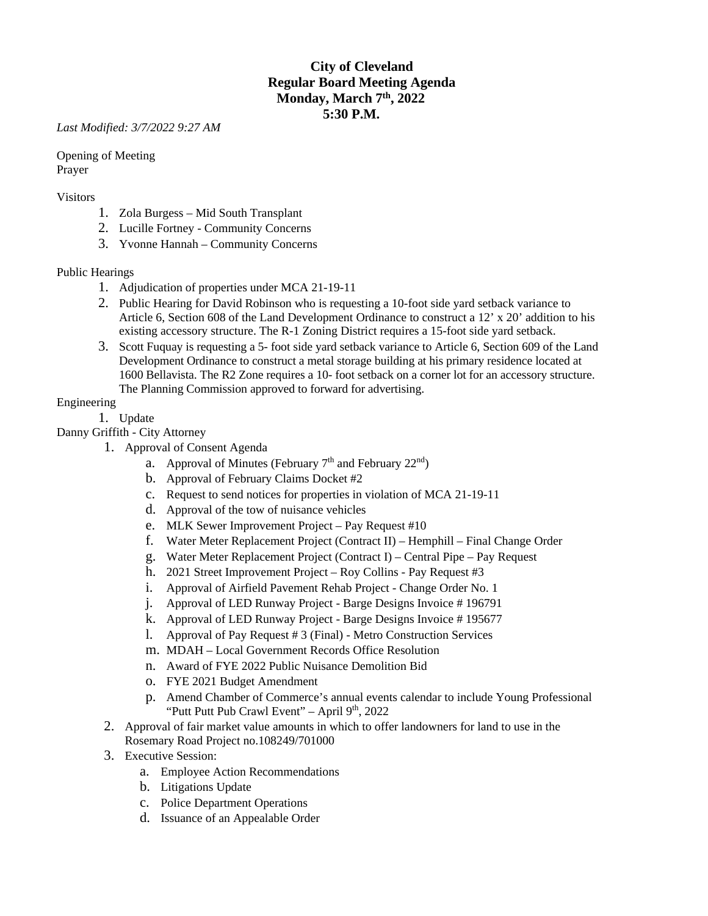# City of Cleveland
## Regular Board Meeting Agenda
## Monday, March 7th, 2022
## 5:30 P.M.

*Last Modified: 3/7/2022 9:27 AM*

Opening of Meeting
Prayer

Visitors

1. Zola Burgess – Mid South Transplant
2. Lucille Fortney - Community Concerns
3. Yvonne Hannah – Community Concerns

Public Hearings

1. Adjudication of properties under MCA 21-19-11
2. Public Hearing for David Robinson who is requesting a 10-foot side yard setback variance to Article 6, Section 608 of the Land Development Ordinance to construct a 12’ x 20’ addition to his existing accessory structure. The R-1 Zoning District requires a 15-foot side yard setback.
3. Scott Fuquay is requesting a 5- foot side yard setback variance to Article 6, Section 609 of the Land Development Ordinance to construct a metal storage building at his primary residence located at 1600 Bellavista. The R2 Zone requires a 10- foot setback on a corner lot for an accessory structure. The Planning Commission approved to forward for advertising.

Engineering

1. Update

Danny Griffith - City Attorney

1. Approval of Consent Agenda
   a. Approval of Minutes (February 7th and February 22nd)
   b. Approval of February Claims Docket #2
   c. Request to send notices for properties in violation of MCA 21-19-11
   d. Approval of the tow of nuisance vehicles
   e. MLK Sewer Improvement Project – Pay Request #10
   f. Water Meter Replacement Project (Contract II) – Hemphill – Final Change Order
   g. Water Meter Replacement Project (Contract I) – Central Pipe – Pay Request
   h. 2021 Street Improvement Project – Roy Collins - Pay Request #3
   i. Approval of Airfield Pavement Rehab Project - Change Order No. 1
   j. Approval of LED Runway Project - Barge Designs Invoice # 196791
   k. Approval of LED Runway Project - Barge Designs Invoice # 195677
   l. Approval of Pay Request # 3 (Final) - Metro Construction Services
   m. MDAH – Local Government Records Office Resolution
   n. Award of FYE 2022 Public Nuisance Demolition Bid
   o. FYE 2021 Budget Amendment
   p. Amend Chamber of Commerce’s annual events calendar to include Young Professional “Putt Putt Pub Crawl Event” – April 9th, 2022
2. Approval of fair market value amounts in which to offer landowners for land to use in the Rosemary Road Project no.108249/701000
3. Executive Session:
   a. Employee Action Recommendations
   b. Litigations Update
   c. Police Department Operations
   d. Issuance of an Appealable Order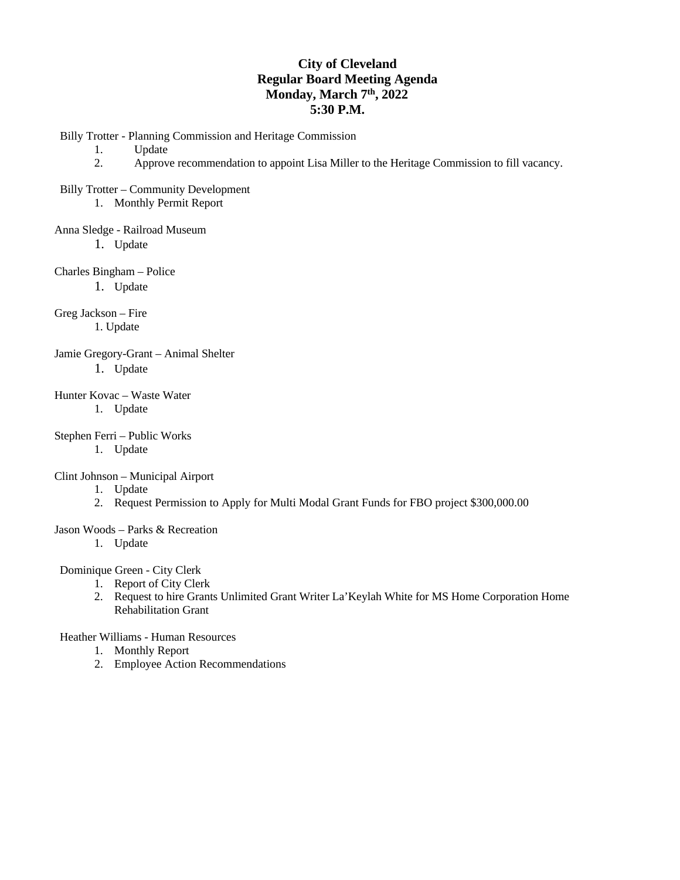# City of Cleveland
## Regular Board Meeting Agenda
## Monday, March 7th, 2022
## 5:30 P.M.

Billy Trotter - Planning Commission and Heritage Commission

1. Update
2. Approve recommendation to appoint Lisa Miller to the Heritage Commission to fill vacancy.

Billy Trotter – Community Development

1. Monthly Permit Report

Anna Sledge - Railroad Museum

1. Update

Charles Bingham – Police

1. Update

Greg Jackson – Fire

1. Update

Jamie Gregory-Grant – Animal Shelter

1. Update

Hunter Kovac – Waste Water

1. Update

Stephen Ferri – Public Works

1. Update

Clint Johnson – Municipal Airport

1. Update
2. Request Permission to Apply for Multi Modal Grant Funds for FBO project $300,000.00

Jason Woods – Parks & Recreation

1. Update

Dominique Green - City Clerk

1. Report of City Clerk
2. Request to hire Grants Unlimited Grant Writer La'Keylah White for MS Home Corporation Home Rehabilitation Grant

Heather Williams - Human Resources

1. Monthly Report
2. Employee Action Recommendations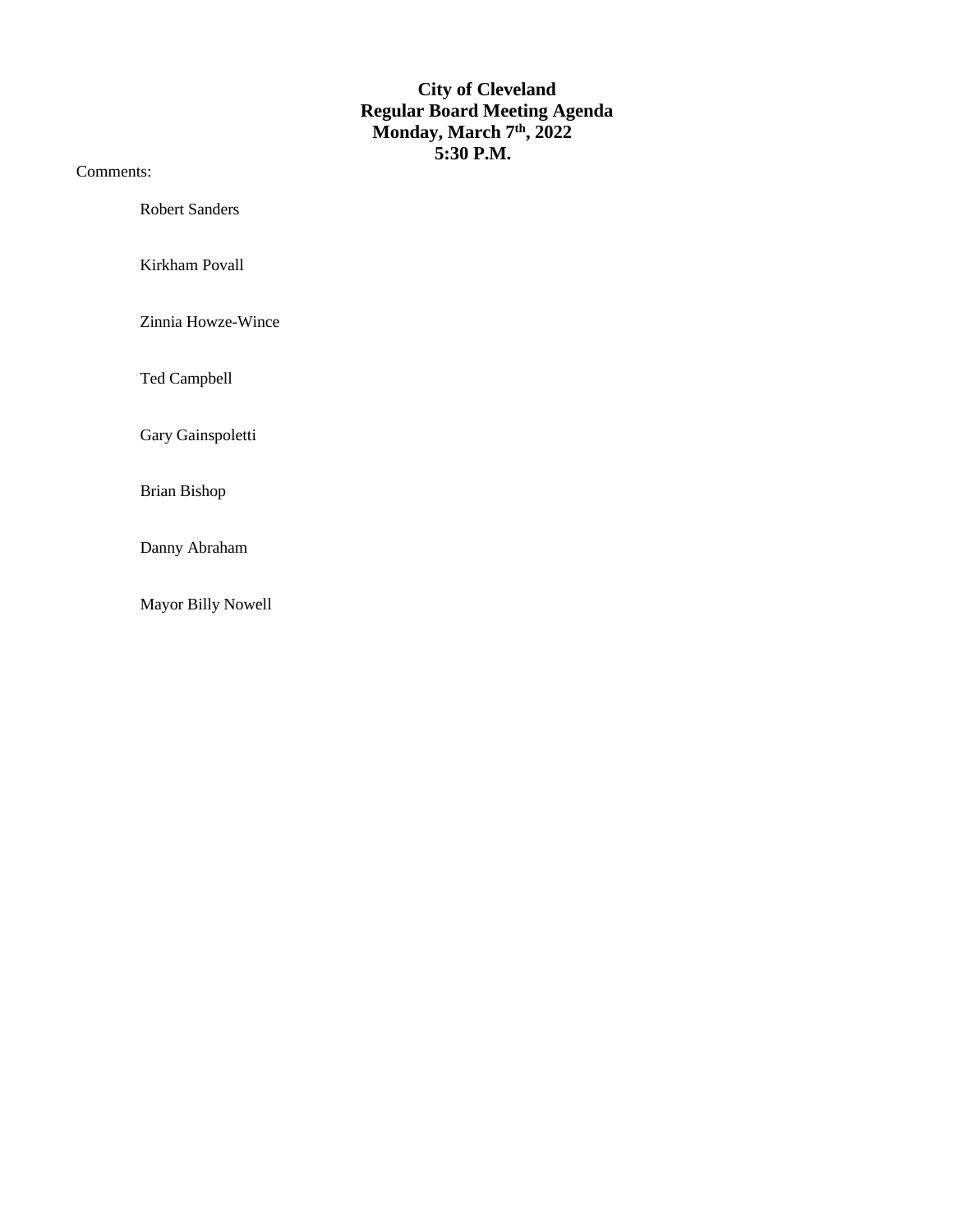**City of Cleveland**
**Regular Board Meeting Agenda**
**Monday, March 7th, 2022**
**5:30 P.M.**

Comments:

Robert Sanders

Kirkham Povall

Zinnia Howze-Wince

Ted Campbell

Gary Gainspoletti

Brian Bishop

Danny Abraham

Mayor Billy Nowell